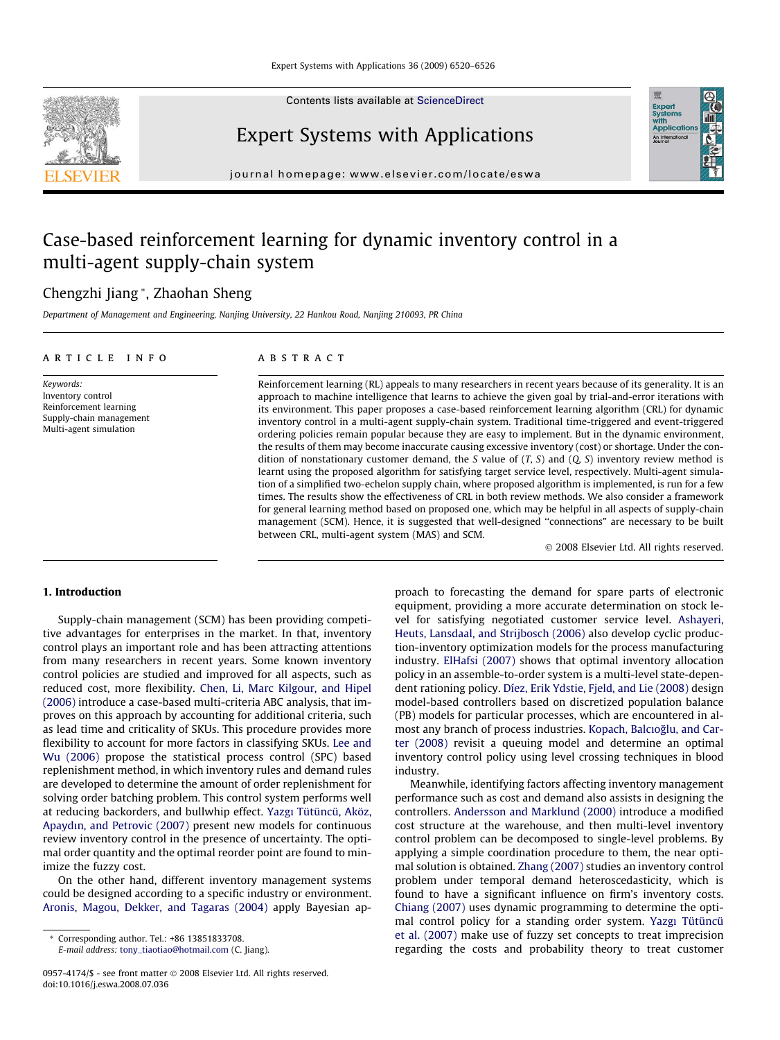# Case-based reinforcement learning for dynamic inventory control in a multi-agent supply-chain system

Chengzhi Jiang *, Zhaohan Sheng

*Department of Management and Engineering, Nanjing University, 22 Hankou Road, Nanjing 210093, PR China*

## ARTICLE INFO

*Keywords:*
Inventory control
Reinforcement learning
Supply-chain management
Multi-agent simulation

## ABSTRACT

Reinforcement learning (RL) appeals to many researchers in recent years because of its generality. It is an approach to machine intelligence that learns to achieve the given goal by trial-and-error iterations with its environment. This paper proposes a case-based reinforcement learning algorithm (CRL) for dynamic inventory control in a multi-agent supply-chain system. Traditional time-triggered and event-triggered ordering policies remain popular because they are easy to implement. But in the dynamic environment, the results of them may become inaccurate causing excessive inventory (cost) or shortage. Under the condition of nonstationary customer demand, the *S* value of (*T*, *S*) and (*Q*, *S*) inventory review method is learnt using the proposed algorithm for satisfying target service level, respectively. Multi-agent simulation of a simplified two-echelon supply chain, where proposed algorithm is implemented, is run for a few times. The results show the effectiveness of CRL in both review methods. We also consider a framework for general learning method based on proposed one, which may be helpful in all aspects of supply-chain management (SCM). Hence, it is suggested that well-designed "connections" are necessary to be built between CRL, multi-agent system (MAS) and SCM.

© 2008 Elsevier Ltd. All rights reserved.

## 1. Introduction

Supply-chain management (SCM) has been providing competitive advantages for enterprises in the market. In that, inventory control plays an important role and has been attracting attentions from many researchers in recent years. Some known inventory control policies are studied and improved for all aspects, such as reduced cost, more flexibility. Chen, Li, Marc Kilgour, and Hipel (2006) introduce a case-based multi-criteria ABC analysis, that improves on this approach by accounting for additional criteria, such as lead time and criticality of SKUs. This procedure provides more flexibility to account for more factors in classifying SKUs. Lee and Wu (2006) propose the statistical process control (SPC) based replenishment method, in which inventory rules and demand rules are developed to determine the amount of order replenishment for solving order batching problem. This control system performs well at reducing backorders, and bullwhip effect. Yazgı Tütüncü, Aköz, Apaydın, and Petrovic (2007) present new models for continuous review inventory control in the presence of uncertainty. The optimal order quantity and the optimal reorder point are found to minimize the fuzzy cost.

On the other hand, different inventory management systems could be designed according to a specific industry or environment. Aronis, Magou, Dekker, and Tagaras (2004) apply Bayesian approach to forecasting the demand for spare parts of electronic equipment, providing a more accurate determination on stock level for satisfying negotiated customer service level. Ashayeri, Heuts, Lansdaal, and Strijbosch (2006) also develop cyclic production-inventory optimization models for the process manufacturing industry. ElHafsi (2007) shows that optimal inventory allocation policy in an assemble-to-order system is a multi-level state-dependent rationing policy. Díez, Erik Ydstie, Fjeld, and Lie (2008) design model-based controllers based on discretized population balance (PB) models for particular processes, which are encountered in almost any branch of process industries. Kopach, Balcıoğlu, and Carter (2008) revisit a queuing model and determine an optimal inventory control policy using level crossing techniques in blood industry.

Meanwhile, identifying factors affecting inventory management performance such as cost and demand also assists in designing the controllers. Andersson and Marklund (2000) introduce a modified cost structure at the warehouse, and then multi-level inventory control problem can be decomposed to single-level problems. By applying a simple coordination procedure to them, the near optimal solution is obtained. Zhang (2007) studies an inventory control problem under temporal demand heteroscedasticity, which is found to have a significant influence on firm's inventory costs. Chiang (2007) uses dynamic programming to determine the optimal control policy for a standing order system. Yazgı Tütüncü et al. (2007) make use of fuzzy set concepts to treat imprecision regarding the costs and probability theory to treat customer

* Corresponding author. Tel.: +86 13851833708.
*E-mail address:* tony_tiaotiao@hotmail.com (C. Jiang).

0957-4174/$ - see front matter © 2008 Elsevier Ltd. All rights reserved.
doi:10.1016/j.eswa.2008.07.036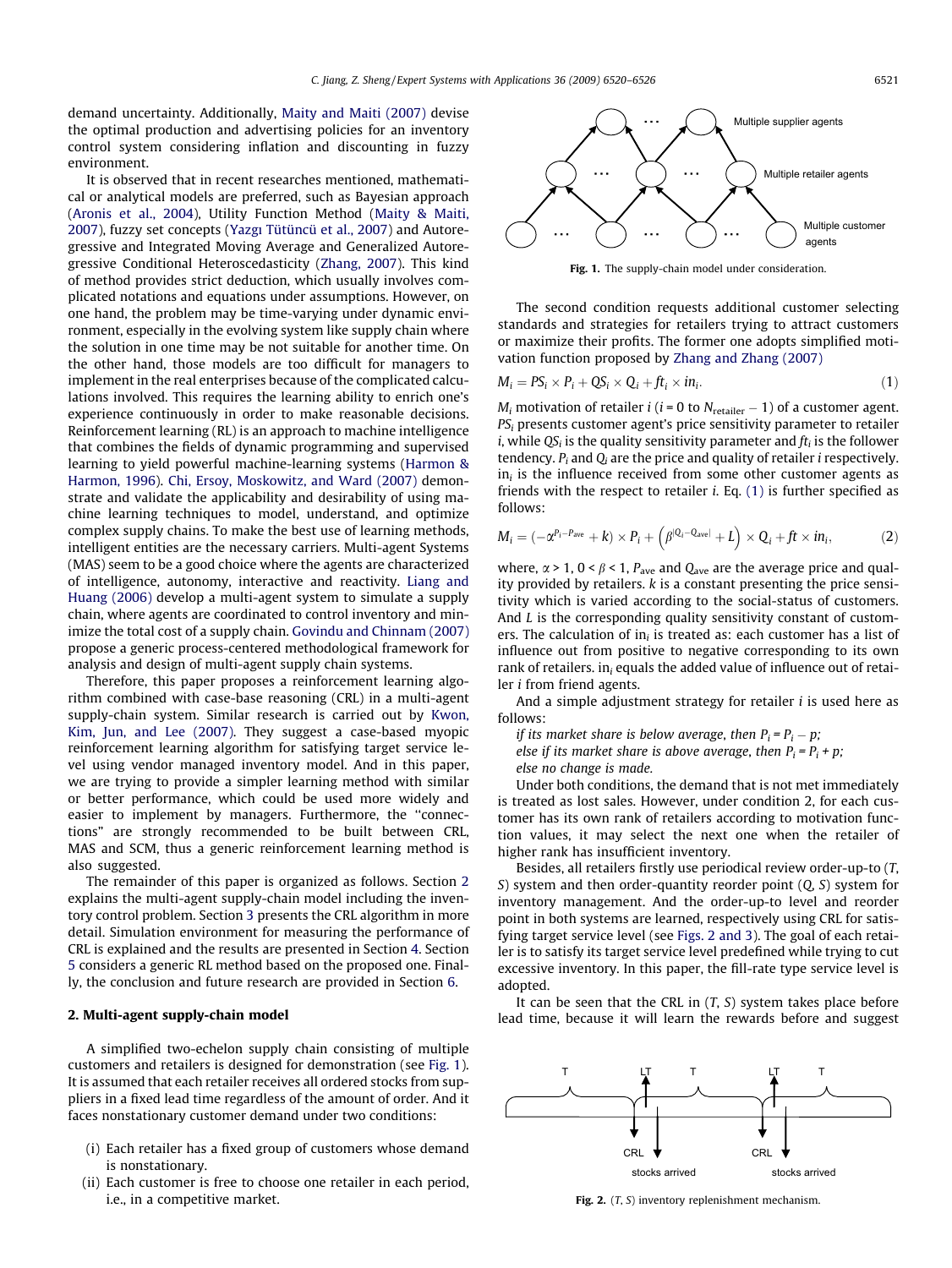demand uncertainty. Additionally, Maity and Maiti (2007) devise the optimal production and advertising policies for an inventory control system considering inflation and discounting in fuzzy environment.

It is observed that in recent researches mentioned, mathematical or analytical models are preferred, such as Bayesian approach (Aronis et al., 2004), Utility Function Method (Maity & Maiti, 2007), fuzzy set concepts (Yazgı Tütüncü et al., 2007) and Autoregressive and Integrated Moving Average and Generalized Autoregressive Conditional Heteroscedasticity (Zhang, 2007). This kind of method provides strict deduction, which usually involves complicated notations and equations under assumptions. However, on one hand, the problem may be time-varying under dynamic environment, especially in the evolving system like supply chain where the solution in one time may be not suitable for another time. On the other hand, those models are too difficult for managers to implement in the real enterprises because of the complicated calculations involved. This requires the learning ability to enrich one's experience continuously in order to make reasonable decisions. Reinforcement learning (RL) is an approach to machine intelligence that combines the fields of dynamic programming and supervised learning to yield powerful machine-learning systems (Harmon & Harmon, 1996). Chi, Ersoy, Moskowitz, and Ward (2007) demonstrate and validate the applicability and desirability of using machine learning techniques to model, understand, and optimize complex supply chains. To make the best use of learning methods, intelligent entities are the necessary carriers. Multi-agent Systems (MAS) seem to be a good choice where the agents are characterized of intelligence, autonomy, interactive and reactivity. Liang and Huang (2006) develop a multi-agent system to simulate a supply chain, where agents are coordinated to control inventory and minimize the total cost of a supply chain. Govindu and Chinnam (2007) propose a generic process-centered methodological framework for analysis and design of multi-agent supply chain systems.

Therefore, this paper proposes a reinforcement learning algorithm combined with case-base reasoning (CRL) in a multi-agent supply-chain system. Similar research is carried out by Kwon, Kim, Jun, and Lee (2007). They suggest a case-based myopic reinforcement learning algorithm for satisfying target service level using vendor managed inventory model. And in this paper, we are trying to provide a simpler learning method with similar or better performance, which could be used more widely and easier to implement by managers. Furthermore, the "connections" are strongly recommended to be built between CRL, MAS and SCM, thus a generic reinforcement learning method is also suggested.

The remainder of this paper is organized as follows. Section 2 explains the multi-agent supply-chain model including the inventory control problem. Section 3 presents the CRL algorithm in more detail. Simulation environment for measuring the performance of CRL is explained and the results are presented in Section 4. Section 5 considers a generic RL method based on the proposed one. Finally, the conclusion and future research are provided in Section 6.

## 2. Multi-agent supply-chain model

A simplified two-echelon supply chain consisting of multiple customers and retailers is designed for demonstration (see Fig. 1). It is assumed that each retailer receives all ordered stocks from suppliers in a fixed lead time regardless of the amount of order. And it faces nonstationary customer demand under two conditions:

(i) Each retailer has a fixed group of customers whose demand is nonstationary.
(ii) Each customer is free to choose one retailer in each period, i.e., in a competitive market.

Multiple supplier agents
Multiple retailer agents
Multiple customer agents

**Fig. 1.** The supply-chain model under consideration.

The second condition requests additional customer selecting standards and strategies for retailers trying to attract customers or maximize their profits. The former one adopts simplified motivation function proposed by Zhang and Zhang (2007)

$$M_i = PS_i \times P_i + QS_i \times Q_i + ft_i \times in_i. \tag{1}$$

$M_i$ motivation of retailer $i$ ($i = 0$ to $N_{\text{retailer}} - 1$) of a customer agent. $PS_i$ presents customer agent's price sensitivity parameter to retailer $i$, while $QS_i$ is the quality sensitivity parameter and $ft_i$ is the follower tendency. $P_i$ and $Q_i$ are the price and quality of retailer $i$ respectively. $\text{in}_i$ is the influence received from some other customer agents as friends with the respect to retailer $i$. Eq. (1) is further specified as follows:

$$M_i = (-\alpha^{P_i - P_{\text{ave}}} + k) \times P_i + \left(\beta^{|Q_i - Q_{\text{ave}}|} + L\right) \times Q_i + ft \times in_i, \tag{2}$$

where, $\alpha > 1$, $0 < \beta < 1$, $P_{\text{ave}}$ and $Q_{\text{ave}}$ are the average price and quality provided by retailers. $k$ is a constant presenting the price sensitivity which is varied according to the social-status of customers. And $L$ is the corresponding quality sensitivity constant of customers. The calculation of $\text{in}_i$ is treated as: each customer has a list of influence out from positive to negative corresponding to its own rank of retailers. $\text{in}_i$ equals the added value of influence out of retailer $i$ from friend agents.

And a simple adjustment strategy for retailer $i$ is used here as follows:

*if its market share is below average, then $P_i = P_i - p$;*
*else if its market share is above average, then $P_i = P_i + p$;*
*else no change is made.*

Under both conditions, the demand that is not met immediately is treated as lost sales. However, under condition 2, for each customer has its own rank of retailers according to motivation function values, it may select the next one when the retailer of higher rank has insufficient inventory.

Besides, all retailers firstly use periodical review order-up-to ($T$, $S$) system and then order-quantity reorder point ($Q$, $S$) system for inventory management. And the order-up-to level and reorder point in both systems are learned, respectively using CRL for satisfying target service level (see Figs. 2 and 3). The goal of each retailer is to satisfy its target service level predefined while trying to cut excessive inventory. In this paper, the fill-rate type service level is adopted.

It can be seen that the CRL in ($T$, $S$) system takes place before lead time, because it will learn the rewards before and suggest

T
LT
T
LT
T
CRL
stocks arrived
CRL
stocks arrived

**Fig. 2.** ($T$, $S$) inventory replenishment mechanism.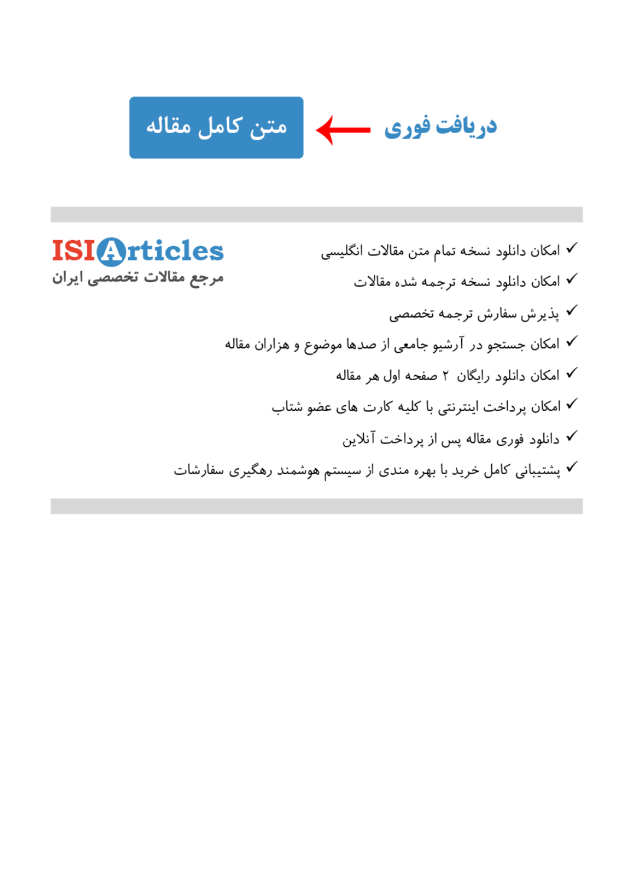دریافت فوری ← **متن کامل مقاله**

**ISIArticles**
مرجع مقالات تخصصی ایران

- ✓ امکان دانلود نسخه تمام متن مقالات انگلیسی
- ✓ امکان دانلود نسخه ترجمه شده مقالات
- ✓ پذیرش سفارش ترجمه تخصصی
- ✓ امکان جستجو در آرشیو جامعی از صدها موضوع و هزاران مقاله
- ✓ امکان دانلود رایگان ۲ صفحه اول هر مقاله
- ✓ امکان پرداخت اینترنتی با کلیه کارت های عضو شتاب
- ✓ دانلود فوری مقاله پس از پرداخت آنلاین
- ✓ پشتیبانی کامل خرید با بهره مندی از سیستم هوشمند رهگیری سفارشات